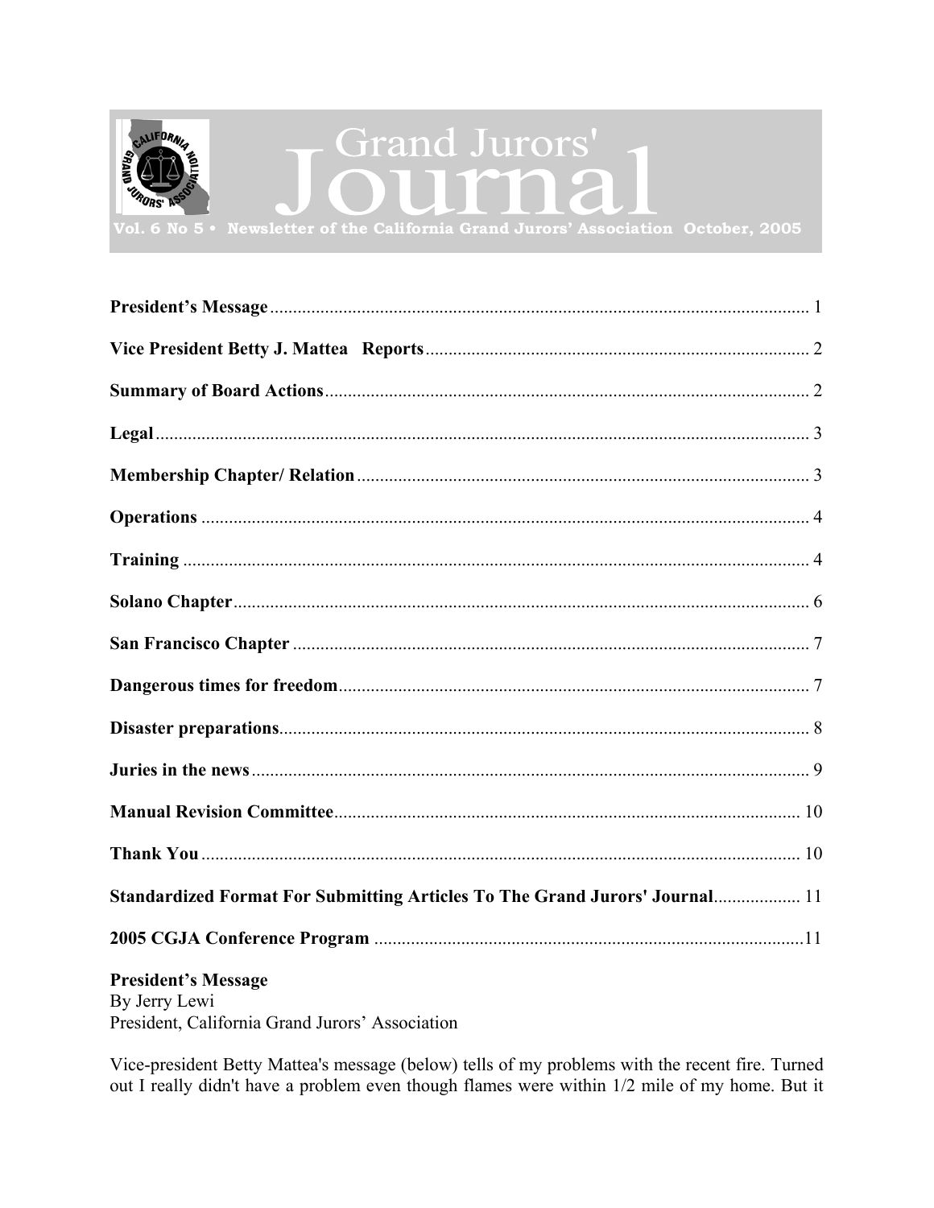# Grand Jurors' Journal

**Vol. 6 No 5 • Newsletter of the California Grand Jurors' Association October, 2005**

| | |
|---|---|
| **President's Message** | 1 |
| **Vice President Betty J. Mattea Reports** | 2 |
| **Summary of Board Actions** | 2 |
| **Legal** | 3 |
| **Membership Chapter/ Relation** | 3 |
| **Operations** | 4 |
| **Training** | 4 |
| **Solano Chapter** | 6 |
| **San Francisco Chapter** | 7 |
| **Dangerous times for freedom** | 7 |
| **Disaster preparations** | 8 |
| **Juries in the news** | 9 |
| **Manual Revision Committee** | 10 |
| **Thank You** | 10 |
| **Standardized Format For Submitting Articles To The Grand Jurors' Journal** | 11 |
| **2005 CGJA Conference Program** | 11 |

## President's Message

By Jerry Lewi
President, California Grand Jurors' Association

Vice-president Betty Mattea's message (below) tells of my problems with the recent fire. Turned out I really didn't have a problem even though flames were within 1/2 mile of my home. But it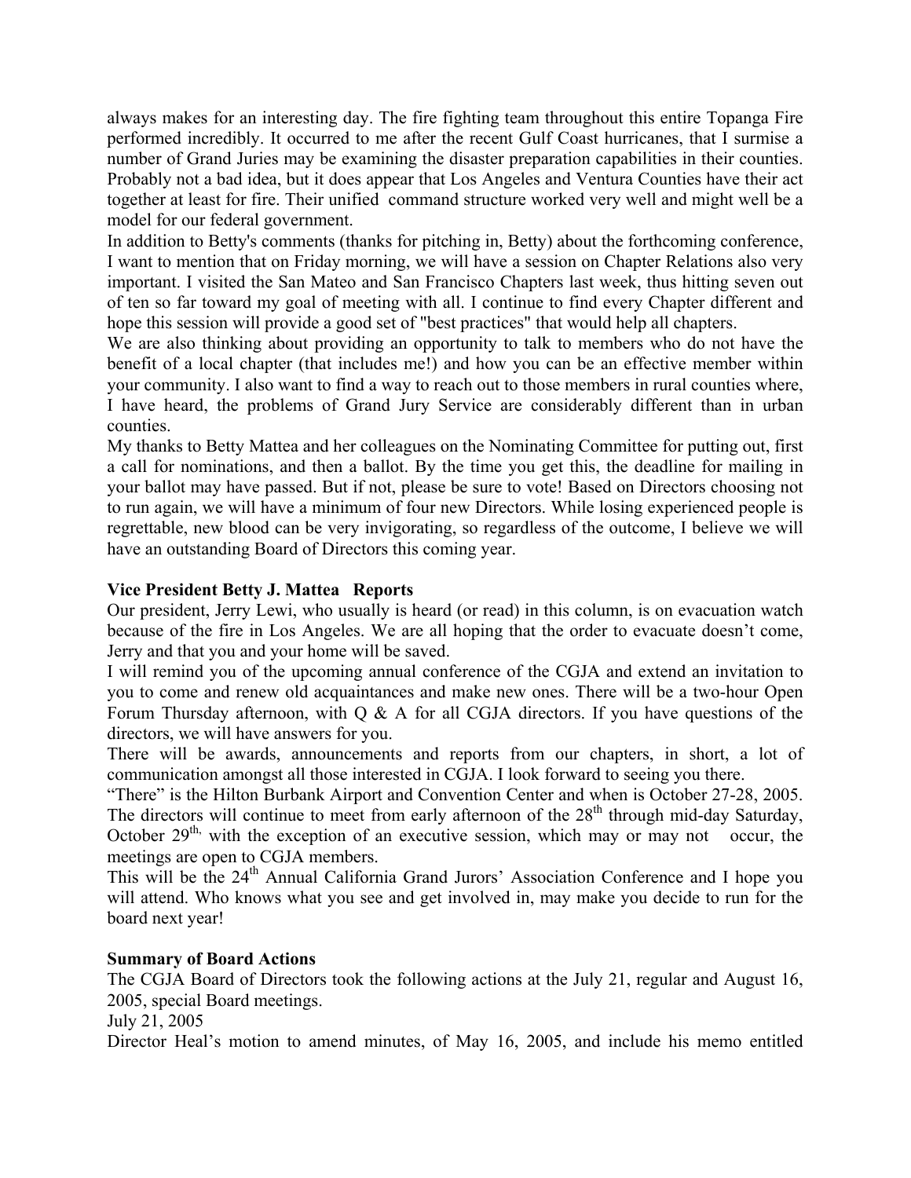always makes for an interesting day. The fire fighting team throughout this entire Topanga Fire performed incredibly. It occurred to me after the recent Gulf Coast hurricanes, that I surmise a number of Grand Juries may be examining the disaster preparation capabilities in their counties. Probably not a bad idea, but it does appear that Los Angeles and Ventura Counties have their act together at least for fire. Their unified command structure worked very well and might well be a model for our federal government.

In addition to Betty's comments (thanks for pitching in, Betty) about the forthcoming conference, I want to mention that on Friday morning, we will have a session on Chapter Relations also very important. I visited the San Mateo and San Francisco Chapters last week, thus hitting seven out of ten so far toward my goal of meeting with all. I continue to find every Chapter different and hope this session will provide a good set of "best practices" that would help all chapters.

We are also thinking about providing an opportunity to talk to members who do not have the benefit of a local chapter (that includes me!) and how you can be an effective member within your community. I also want to find a way to reach out to those members in rural counties where, I have heard, the problems of Grand Jury Service are considerably different than in urban counties.

My thanks to Betty Mattea and her colleagues on the Nominating Committee for putting out, first a call for nominations, and then a ballot. By the time you get this, the deadline for mailing in your ballot may have passed. But if not, please be sure to vote! Based on Directors choosing not to run again, we will have a minimum of four new Directors. While losing experienced people is regrettable, new blood can be very invigorating, so regardless of the outcome, I believe we will have an outstanding Board of Directors this coming year.

**Vice President Betty J. Mattea Reports**

Our president, Jerry Lewi, who usually is heard (or read) in this column, is on evacuation watch because of the fire in Los Angeles. We are all hoping that the order to evacuate doesn't come, Jerry and that you and your home will be saved.

I will remind you of the upcoming annual conference of the CGJA and extend an invitation to you to come and renew old acquaintances and make new ones. There will be a two-hour Open Forum Thursday afternoon, with Q & A for all CGJA directors. If you have questions of the directors, we will have answers for you.

There will be awards, announcements and reports from our chapters, in short, a lot of communication amongst all those interested in CGJA. I look forward to seeing you there.

"There" is the Hilton Burbank Airport and Convention Center and when is October 27-28, 2005. The directors will continue to meet from early afternoon of the 28th through mid-day Saturday, October 29th, with the exception of an executive session, which may or may not occur, the meetings are open to CGJA members.

This will be the 24th Annual California Grand Jurors' Association Conference and I hope you will attend. Who knows what you see and get involved in, may make you decide to run for the board next year!

**Summary of Board Actions**

The CGJA Board of Directors took the following actions at the July 21, regular and August 16, 2005, special Board meetings.

July 21, 2005

Director Heal's motion to amend minutes, of May 16, 2005, and include his memo entitled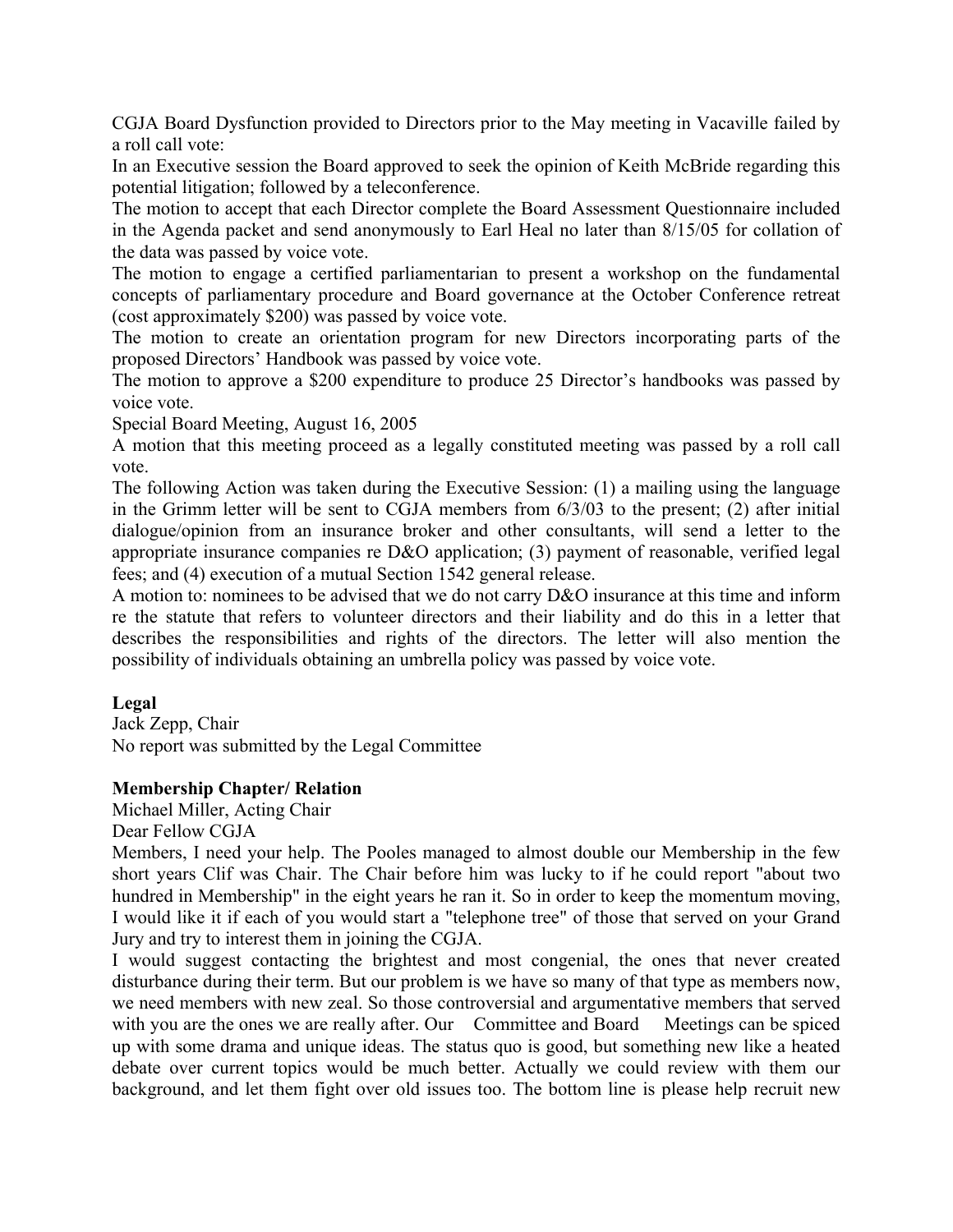CGJA Board Dysfunction provided to Directors prior to the May meeting in Vacaville failed by a roll call vote:

In an Executive session the Board approved to seek the opinion of Keith McBride regarding this potential litigation; followed by a teleconference.

The motion to accept that each Director complete the Board Assessment Questionnaire included in the Agenda packet and send anonymously to Earl Heal no later than 8/15/05 for collation of the data was passed by voice vote.

The motion to engage a certified parliamentarian to present a workshop on the fundamental concepts of parliamentary procedure and Board governance at the October Conference retreat (cost approximately $200) was passed by voice vote.

The motion to create an orientation program for new Directors incorporating parts of the proposed Directors' Handbook was passed by voice vote.

The motion to approve a $200 expenditure to produce 25 Director's handbooks was passed by voice vote.

Special Board Meeting, August 16, 2005

A motion that this meeting proceed as a legally constituted meeting was passed by a roll call vote.

The following Action was taken during the Executive Session: (1) a mailing using the language in the Grimm letter will be sent to CGJA members from 6/3/03 to the present; (2) after initial dialogue/opinion from an insurance broker and other consultants, will send a letter to the appropriate insurance companies re D&O application; (3) payment of reasonable, verified legal fees; and (4) execution of a mutual Section 1542 general release.

A motion to: nominees to be advised that we do not carry D&O insurance at this time and inform re the statute that refers to volunteer directors and their liability and do this in a letter that describes the responsibilities and rights of the directors. The letter will also mention the possibility of individuals obtaining an umbrella policy was passed by voice vote.

**Legal**

Jack Zepp, Chair

No report was submitted by the Legal Committee

**Membership Chapter/ Relation**

Michael Miller, Acting Chair

Dear Fellow CGJA

Members, I need your help. The Pooles managed to almost double our Membership in the few short years Clif was Chair. The Chair before him was lucky to if he could report "about two hundred in Membership" in the eight years he ran it. So in order to keep the momentum moving, I would like it if each of you would start a "telephone tree" of those that served on your Grand Jury and try to interest them in joining the CGJA.

I would suggest contacting the brightest and most congenial, the ones that never created disturbance during their term. But our problem is we have so many of that type as members now, we need members with new zeal. So those controversial and argumentative members that served with you are the ones we are really after. Our Committee and Board Meetings can be spiced up with some drama and unique ideas. The status quo is good, but something new like a heated debate over current topics would be much better. Actually we could review with them our background, and let them fight over old issues too. The bottom line is please help recruit new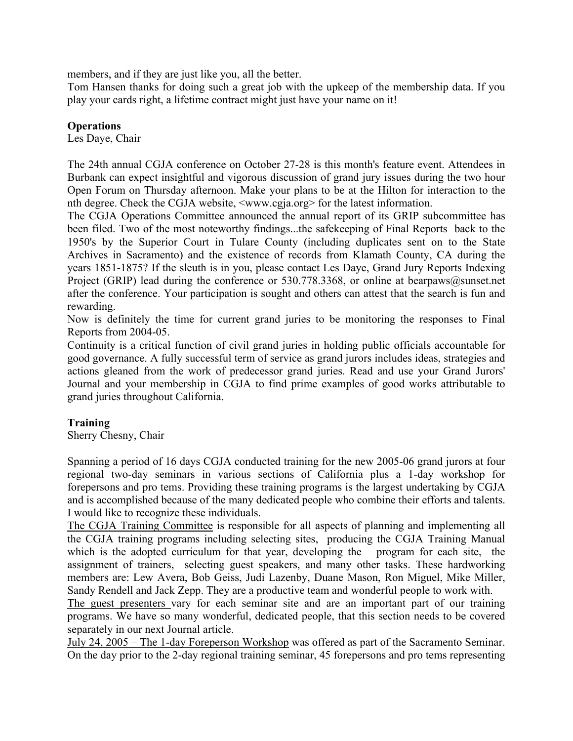members, and if they are just like you, all the better.
Tom Hansen thanks for doing such a great job with the upkeep of the membership data. If you play your cards right, a lifetime contract might just have your name on it!

**Operations**
Les Daye, Chair

The 24th annual CGJA conference on October 27-28 is this month's feature event. Attendees in Burbank can expect insightful and vigorous discussion of grand jury issues during the two hour Open Forum on Thursday afternoon. Make your plans to be at the Hilton for interaction to the nth degree. Check the CGJA website, <www.cgja.org> for the latest information.
The CGJA Operations Committee announced the annual report of its GRIP subcommittee has been filed. Two of the most noteworthy findings...the safekeeping of Final Reports back to the 1950's by the Superior Court in Tulare County (including duplicates sent on to the State Archives in Sacramento) and the existence of records from Klamath County, CA during the years 1851-1875? If the sleuth is in you, please contact Les Daye, Grand Jury Reports Indexing Project (GRIP) lead during the conference or 530.778.3368, or online at bearpaws@sunset.net after the conference. Your participation is sought and others can attest that the search is fun and rewarding.
Now is definitely the time for current grand juries to be monitoring the responses to Final Reports from 2004-05.
Continuity is a critical function of civil grand juries in holding public officials accountable for good governance. A fully successful term of service as grand jurors includes ideas, strategies and actions gleaned from the work of predecessor grand juries. Read and use your Grand Jurors' Journal and your membership in CGJA to find prime examples of good works attributable to grand juries throughout California.

**Training**
Sherry Chesny, Chair

Spanning a period of 16 days CGJA conducted training for the new 2005-06 grand jurors at four regional two-day seminars in various sections of California plus a 1-day workshop for forepersons and pro tems. Providing these training programs is the largest undertaking by CGJA and is accomplished because of the many dedicated people who combine their efforts and talents. I would like to recognize these individuals.
The CGJA Training Committee is responsible for all aspects of planning and implementing all the CGJA training programs including selecting sites, producing the CGJA Training Manual which is the adopted curriculum for that year, developing the program for each site, the assignment of trainers, selecting guest speakers, and many other tasks. These hardworking members are: Lew Avera, Bob Geiss, Judi Lazenby, Duane Mason, Ron Miguel, Mike Miller, Sandy Rendell and Jack Zepp. They are a productive team and wonderful people to work with.
The guest presenters vary for each seminar site and are an important part of our training programs. We have so many wonderful, dedicated people, that this section needs to be covered separately in our next Journal article.
July 24, 2005 – The 1-day Foreperson Workshop was offered as part of the Sacramento Seminar. On the day prior to the 2-day regional training seminar, 45 forepersons and pro tems representing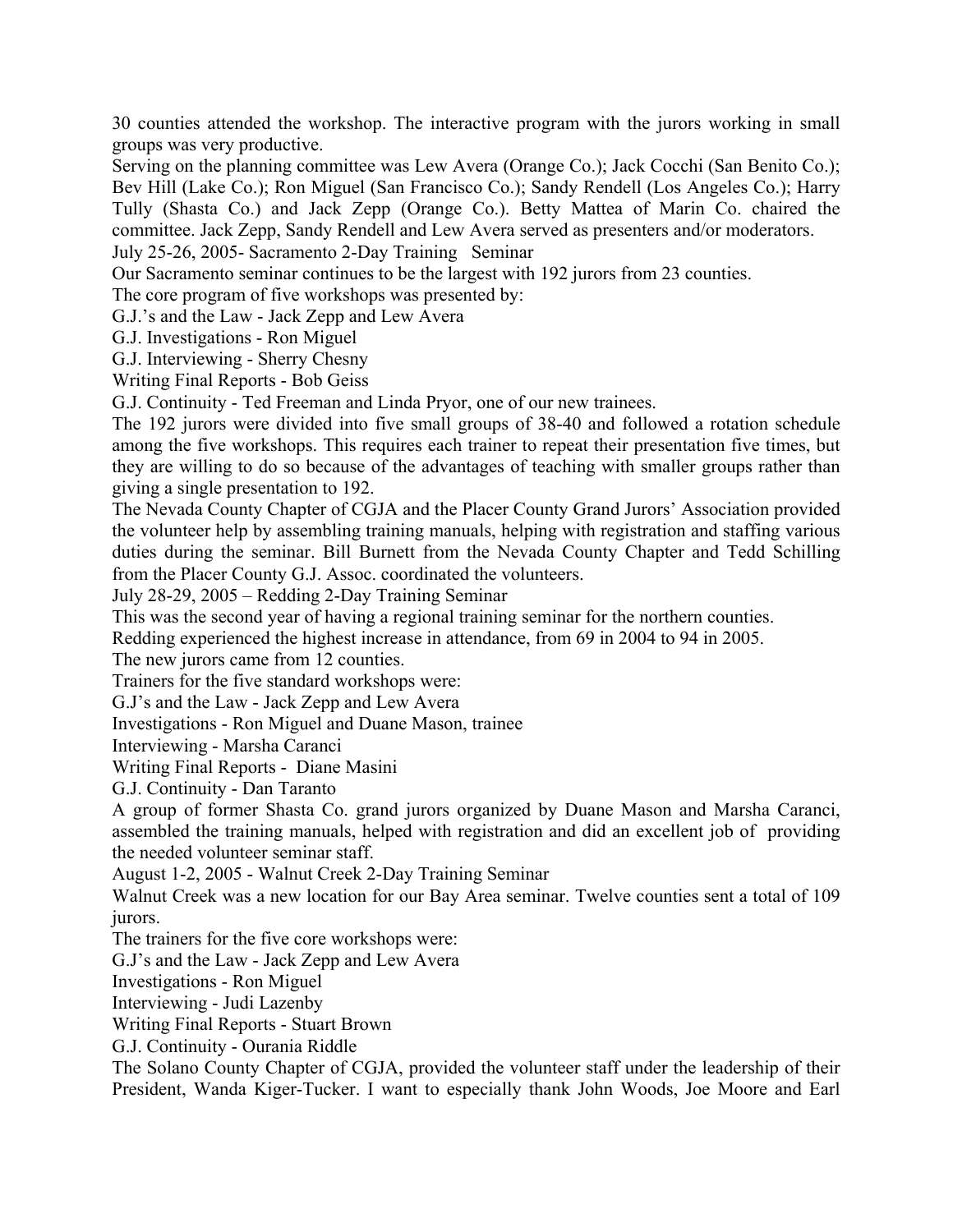30 counties attended the workshop. The interactive program with the jurors working in small groups was very productive.

Serving on the planning committee was Lew Avera (Orange Co.); Jack Cocchi (San Benito Co.); Bev Hill (Lake Co.); Ron Miguel (San Francisco Co.); Sandy Rendell (Los Angeles Co.); Harry Tully (Shasta Co.) and Jack Zepp (Orange Co.). Betty Mattea of Marin Co. chaired the committee. Jack Zepp, Sandy Rendell and Lew Avera served as presenters and/or moderators.

July 25-26, 2005- Sacramento 2-Day Training Seminar

Our Sacramento seminar continues to be the largest with 192 jurors from 23 counties.

The core program of five workshops was presented by:

G.J.'s and the Law - Jack Zepp and Lew Avera
G.J. Investigations - Ron Miguel
G.J. Interviewing - Sherry Chesny
Writing Final Reports - Bob Geiss
G.J. Continuity - Ted Freeman and Linda Pryor, one of our new trainees.

The 192 jurors were divided into five small groups of 38-40 and followed a rotation schedule among the five workshops. This requires each trainer to repeat their presentation five times, but they are willing to do so because of the advantages of teaching with smaller groups rather than giving a single presentation to 192.

The Nevada County Chapter of CGJA and the Placer County Grand Jurors' Association provided the volunteer help by assembling training manuals, helping with registration and staffing various duties during the seminar. Bill Burnett from the Nevada County Chapter and Tedd Schilling from the Placer County G.J. Assoc. coordinated the volunteers.

July 28-29, 2005 – Redding 2-Day Training Seminar

This was the second year of having a regional training seminar for the northern counties.

Redding experienced the highest increase in attendance, from 69 in 2004 to 94 in 2005.

The new jurors came from 12 counties.

Trainers for the five standard workshops were:

G.J's and the Law - Jack Zepp and Lew Avera
Investigations - Ron Miguel and Duane Mason, trainee
Interviewing - Marsha Caranci
Writing Final Reports - Diane Masini
G.J. Continuity - Dan Taranto

A group of former Shasta Co. grand jurors organized by Duane Mason and Marsha Caranci, assembled the training manuals, helped with registration and did an excellent job of providing the needed volunteer seminar staff.

August 1-2, 2005 - Walnut Creek 2-Day Training Seminar

Walnut Creek was a new location for our Bay Area seminar. Twelve counties sent a total of 109 jurors.

The trainers for the five core workshops were:

G.J's and the Law - Jack Zepp and Lew Avera
Investigations - Ron Miguel
Interviewing - Judi Lazenby
Writing Final Reports - Stuart Brown
G.J. Continuity - Ourania Riddle

The Solano County Chapter of CGJA, provided the volunteer staff under the leadership of their President, Wanda Kiger-Tucker. I want to especially thank John Woods, Joe Moore and Earl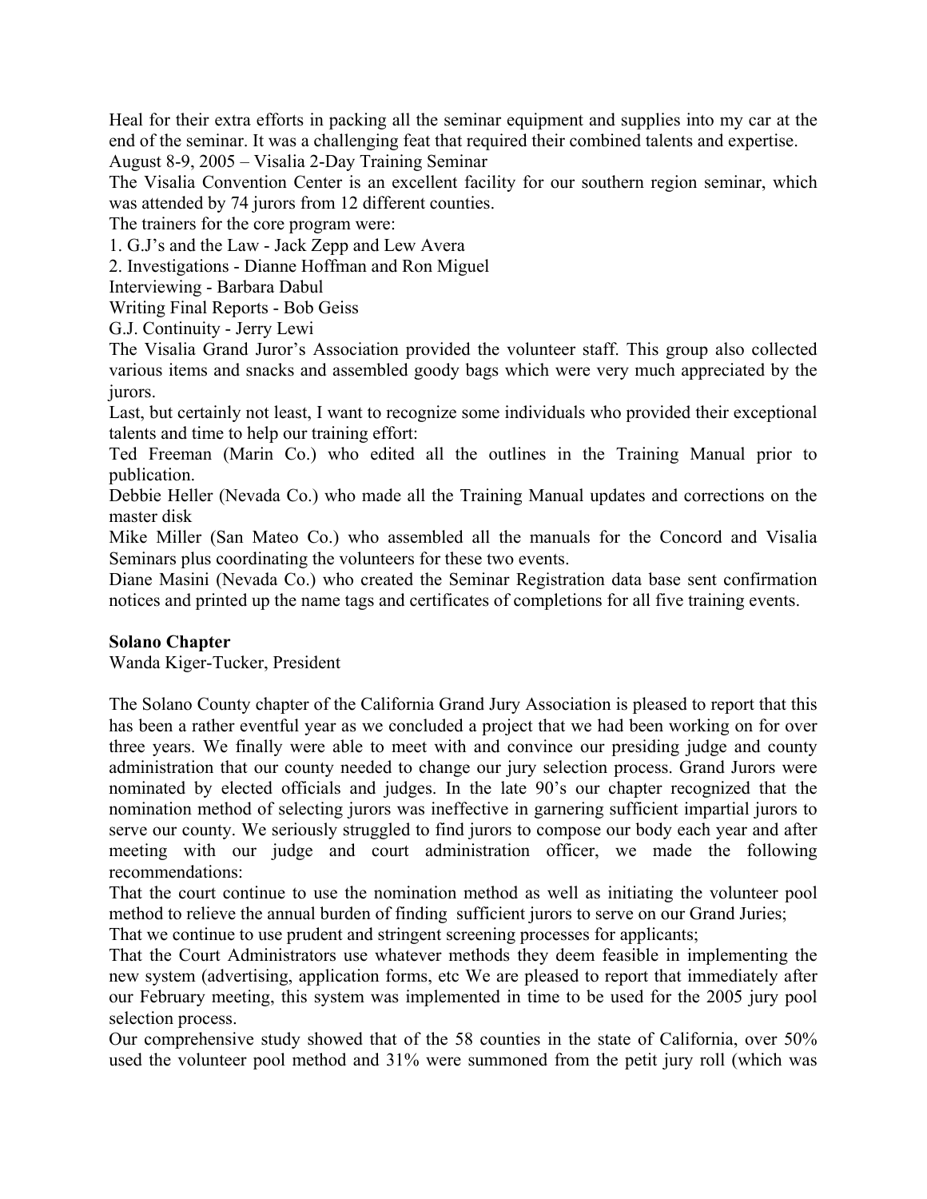Heal for their extra efforts in packing all the seminar equipment and supplies into my car at the end of the seminar. It was a challenging feat that required their combined talents and expertise.

August 8-9, 2005 – Visalia 2-Day Training Seminar

The Visalia Convention Center is an excellent facility for our southern region seminar, which was attended by 74 jurors from 12 different counties.

The trainers for the core program were:

1. G.J's and the Law - Jack Zepp and Lew Avera
2. Investigations - Dianne Hoffman and Ron Miguel

Interviewing - Barbara Dabul

Writing Final Reports - Bob Geiss

G.J. Continuity - Jerry Lewi

The Visalia Grand Juror's Association provided the volunteer staff. This group also collected various items and snacks and assembled goody bags which were very much appreciated by the jurors.

Last, but certainly not least, I want to recognize some individuals who provided their exceptional talents and time to help our training effort:

Ted Freeman (Marin Co.) who edited all the outlines in the Training Manual prior to publication.

Debbie Heller (Nevada Co.) who made all the Training Manual updates and corrections on the master disk

Mike Miller (San Mateo Co.) who assembled all the manuals for the Concord and Visalia Seminars plus coordinating the volunteers for these two events.

Diane Masini (Nevada Co.) who created the Seminar Registration data base sent confirmation notices and printed up the name tags and certificates of completions for all five training events.

**Solano Chapter**

Wanda Kiger-Tucker, President

The Solano County chapter of the California Grand Jury Association is pleased to report that this has been a rather eventful year as we concluded a project that we had been working on for over three years. We finally were able to meet with and convince our presiding judge and county administration that our county needed to change our jury selection process. Grand Jurors were nominated by elected officials and judges. In the late 90's our chapter recognized that the nomination method of selecting jurors was ineffective in garnering sufficient impartial jurors to serve our county. We seriously struggled to find jurors to compose our body each year and after meeting with our judge and court administration officer, we made the following recommendations:

That the court continue to use the nomination method as well as initiating the volunteer pool method to relieve the annual burden of finding sufficient jurors to serve on our Grand Juries;

That we continue to use prudent and stringent screening processes for applicants;

That the Court Administrators use whatever methods they deem feasible in implementing the new system (advertising, application forms, etc We are pleased to report that immediately after our February meeting, this system was implemented in time to be used for the 2005 jury pool selection process.

Our comprehensive study showed that of the 58 counties in the state of California, over 50% used the volunteer pool method and 31% were summoned from the petit jury roll (which was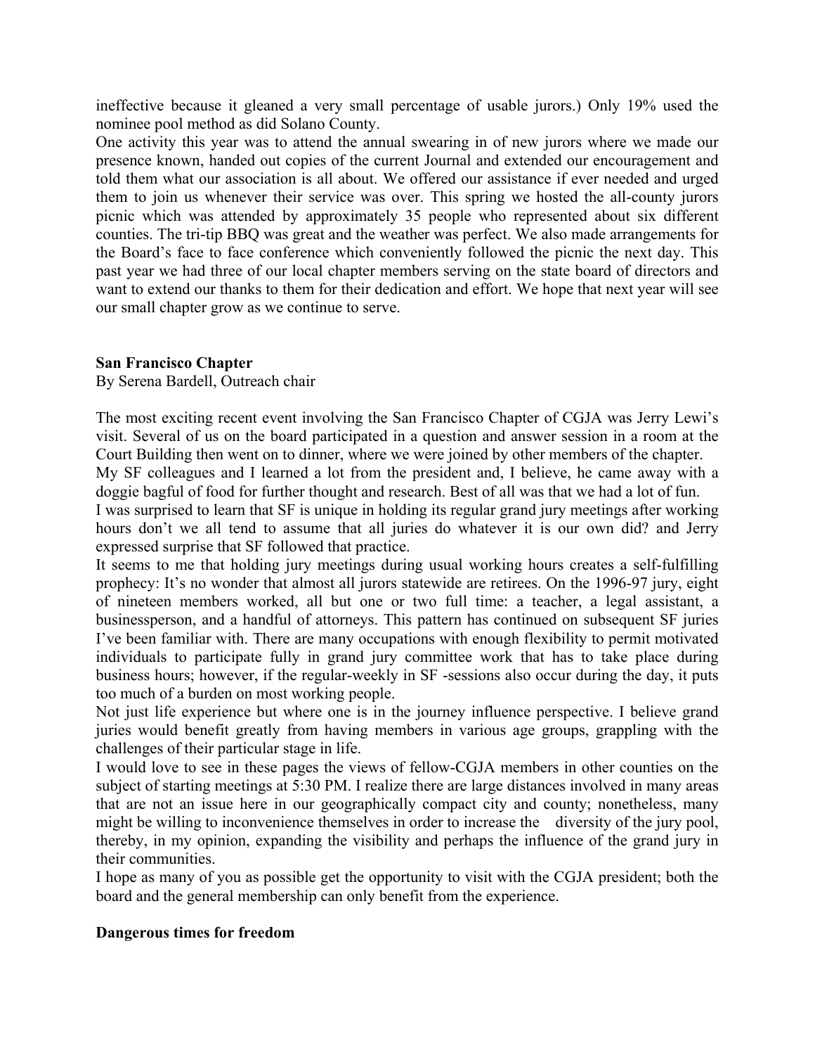ineffective because it gleaned a very small percentage of usable jurors.) Only 19% used the nominee pool method as did Solano County.

One activity this year was to attend the annual swearing in of new jurors where we made our presence known, handed out copies of the current Journal and extended our encouragement and told them what our association is all about. We offered our assistance if ever needed and urged them to join us whenever their service was over. This spring we hosted the all-county jurors picnic which was attended by approximately 35 people who represented about six different counties. The tri-tip BBQ was great and the weather was perfect. We also made arrangements for the Board's face to face conference which conveniently followed the picnic the next day. This past year we had three of our local chapter members serving on the state board of directors and want to extend our thanks to them for their dedication and effort. We hope that next year will see our small chapter grow as we continue to serve.

**San Francisco Chapter**

By Serena Bardell, Outreach chair

The most exciting recent event involving the San Francisco Chapter of CGJA was Jerry Lewi's visit. Several of us on the board participated in a question and answer session in a room at the Court Building then went on to dinner, where we were joined by other members of the chapter.

My SF colleagues and I learned a lot from the president and, I believe, he came away with a doggie bagful of food for further thought and research. Best of all was that we had a lot of fun.

I was surprised to learn that SF is unique in holding its regular grand jury meetings after working hours don't we all tend to assume that all juries do whatever it is our own did? and Jerry expressed surprise that SF followed that practice.

It seems to me that holding jury meetings during usual working hours creates a self-fulfilling prophecy: It's no wonder that almost all jurors statewide are retirees. On the 1996-97 jury, eight of nineteen members worked, all but one or two full time: a teacher, a legal assistant, a businessperson, and a handful of attorneys. This pattern has continued on subsequent SF juries I've been familiar with. There are many occupations with enough flexibility to permit motivated individuals to participate fully in grand jury committee work that has to take place during business hours; however, if the regular-weekly in SF -sessions also occur during the day, it puts too much of a burden on most working people.

Not just life experience but where one is in the journey influence perspective. I believe grand juries would benefit greatly from having members in various age groups, grappling with the challenges of their particular stage in life.

I would love to see in these pages the views of fellow-CGJA members in other counties on the subject of starting meetings at 5:30 PM. I realize there are large distances involved in many areas that are not an issue here in our geographically compact city and county; nonetheless, many might be willing to inconvenience themselves in order to increase the diversity of the jury pool, thereby, in my opinion, expanding the visibility and perhaps the influence of the grand jury in their communities.

I hope as many of you as possible get the opportunity to visit with the CGJA president; both the board and the general membership can only benefit from the experience.

**Dangerous times for freedom**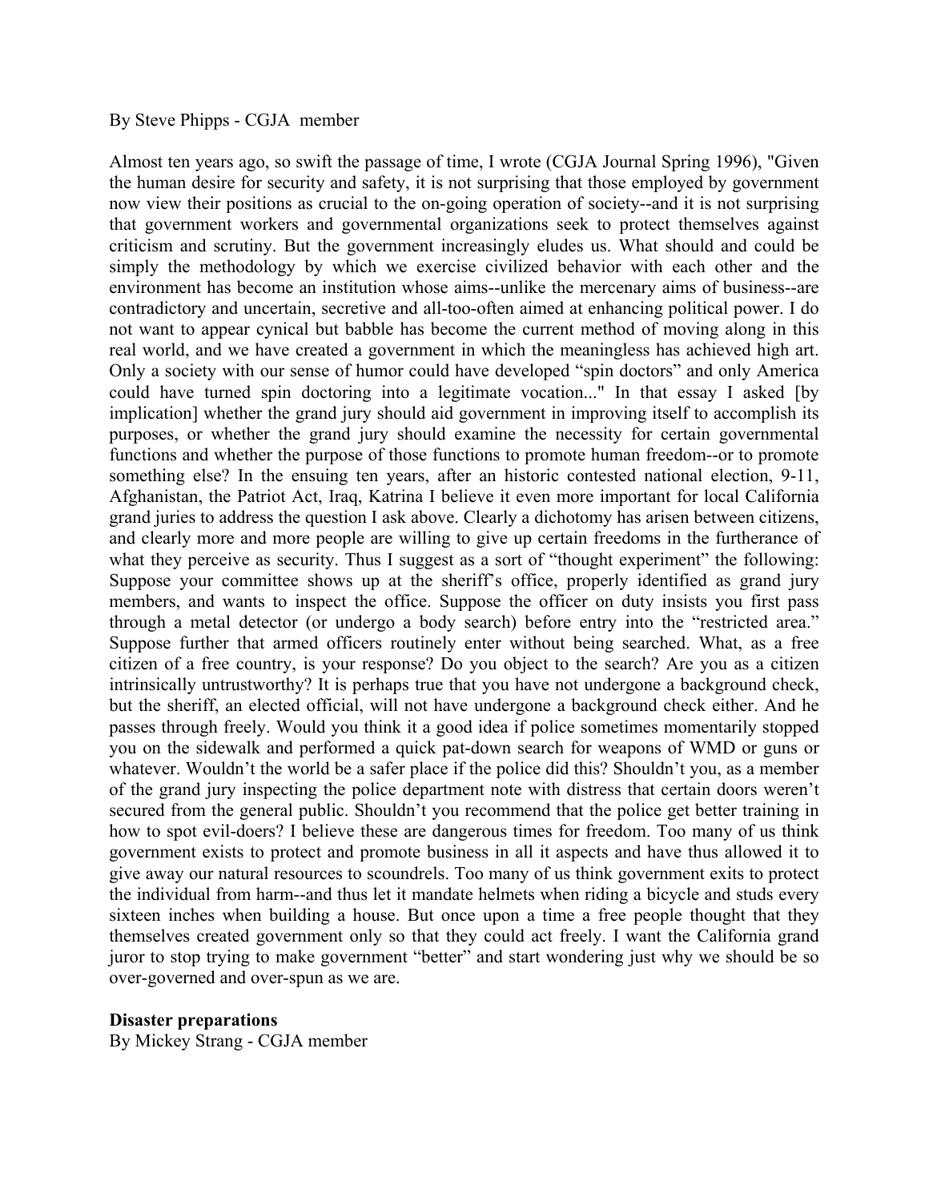By Steve Phipps - CGJA member

Almost ten years ago, so swift the passage of time, I wrote (CGJA Journal Spring 1996), "Given the human desire for security and safety, it is not surprising that those employed by government now view their positions as crucial to the on-going operation of society--and it is not surprising that government workers and governmental organizations seek to protect themselves against criticism and scrutiny. But the government increasingly eludes us. What should and could be simply the methodology by which we exercise civilized behavior with each other and the environment has become an institution whose aims--unlike the mercenary aims of business--are contradictory and uncertain, secretive and all-too-often aimed at enhancing political power. I do not want to appear cynical but babble has become the current method of moving along in this real world, and we have created a government in which the meaningless has achieved high art. Only a society with our sense of humor could have developed "spin doctors" and only America could have turned spin doctoring into a legitimate vocation..." In that essay I asked [by implication] whether the grand jury should aid government in improving itself to accomplish its purposes, or whether the grand jury should examine the necessity for certain governmental functions and whether the purpose of those functions to promote human freedom--or to promote something else? In the ensuing ten years, after an historic contested national election, 9-11, Afghanistan, the Patriot Act, Iraq, Katrina I believe it even more important for local California grand juries to address the question I ask above. Clearly a dichotomy has arisen between citizens, and clearly more and more people are willing to give up certain freedoms in the furtherance of what they perceive as security. Thus I suggest as a sort of "thought experiment" the following: Suppose your committee shows up at the sheriff's office, properly identified as grand jury members, and wants to inspect the office. Suppose the officer on duty insists you first pass through a metal detector (or undergo a body search) before entry into the "restricted area." Suppose further that armed officers routinely enter without being searched. What, as a free citizen of a free country, is your response? Do you object to the search? Are you as a citizen intrinsically untrustworthy? It is perhaps true that you have not undergone a background check, but the sheriff, an elected official, will not have undergone a background check either. And he passes through freely. Would you think it a good idea if police sometimes momentarily stopped you on the sidewalk and performed a quick pat-down search for weapons of WMD or guns or whatever. Wouldn't the world be a safer place if the police did this? Shouldn't you, as a member of the grand jury inspecting the police department note with distress that certain doors weren't secured from the general public. Shouldn't you recommend that the police get better training in how to spot evil-doers? I believe these are dangerous times for freedom. Too many of us think government exists to protect and promote business in all it aspects and have thus allowed it to give away our natural resources to scoundrels. Too many of us think government exits to protect the individual from harm--and thus let it mandate helmets when riding a bicycle and studs every sixteen inches when building a house. But once upon a time a free people thought that they themselves created government only so that they could act freely. I want the California grand juror to stop trying to make government "better" and start wondering just why we should be so over-governed and over-spun as we are.

**Disaster preparations**
By Mickey Strang - CGJA member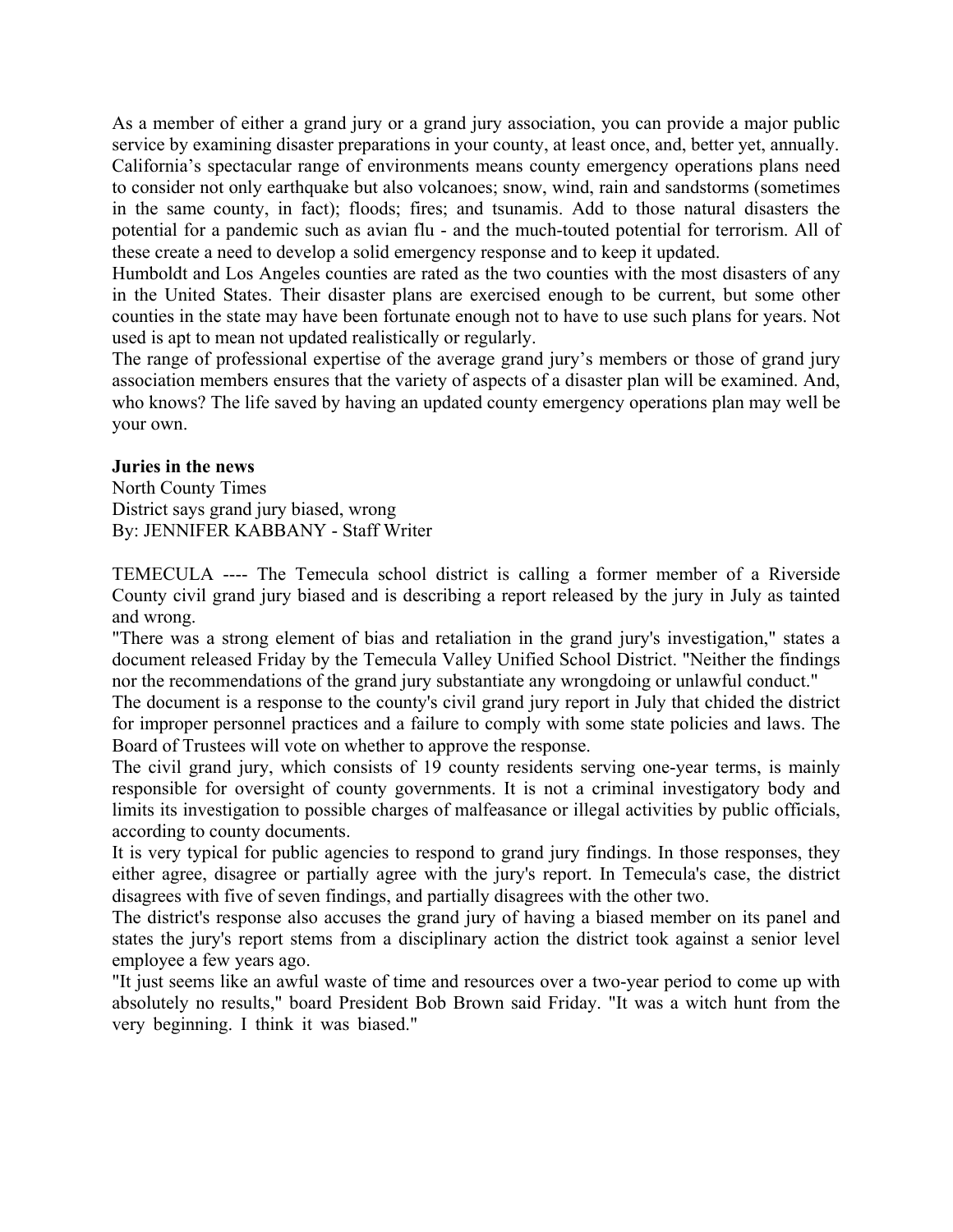As a member of either a grand jury or a grand jury association, you can provide a major public service by examining disaster preparations in your county, at least once, and, better yet, annually. California's spectacular range of environments means county emergency operations plans need to consider not only earthquake but also volcanoes; snow, wind, rain and sandstorms (sometimes in the same county, in fact); floods; fires; and tsunamis. Add to those natural disasters the potential for a pandemic such as avian flu - and the much-touted potential for terrorism. All of these create a need to develop a solid emergency response and to keep it updated.

Humboldt and Los Angeles counties are rated as the two counties with the most disasters of any in the United States. Their disaster plans are exercised enough to be current, but some other counties in the state may have been fortunate enough not to have to use such plans for years. Not used is apt to mean not updated realistically or regularly.

The range of professional expertise of the average grand jury's members or those of grand jury association members ensures that the variety of aspects of a disaster plan will be examined. And, who knows? The life saved by having an updated county emergency operations plan may well be your own.

**Juries in the news**

North County Times

District says grand jury biased, wrong

By: JENNIFER KABBANY - Staff Writer

TEMECULA ---- The Temecula school district is calling a former member of a Riverside County civil grand jury biased and is describing a report released by the jury in July as tainted and wrong.

"There was a strong element of bias and retaliation in the grand jury's investigation," states a document released Friday by the Temecula Valley Unified School District. "Neither the findings nor the recommendations of the grand jury substantiate any wrongdoing or unlawful conduct."

The document is a response to the county's civil grand jury report in July that chided the district for improper personnel practices and a failure to comply with some state policies and laws. The Board of Trustees will vote on whether to approve the response.

The civil grand jury, which consists of 19 county residents serving one-year terms, is mainly responsible for oversight of county governments. It is not a criminal investigatory body and limits its investigation to possible charges of malfeasance or illegal activities by public officials, according to county documents.

It is very typical for public agencies to respond to grand jury findings. In those responses, they either agree, disagree or partially agree with the jury's report. In Temecula's case, the district disagrees with five of seven findings, and partially disagrees with the other two.

The district's response also accuses the grand jury of having a biased member on its panel and states the jury's report stems from a disciplinary action the district took against a senior level employee a few years ago.

"It just seems like an awful waste of time and resources over a two-year period to come up with absolutely no results," board President Bob Brown said Friday. "It was a witch hunt from the very beginning. I think it was biased."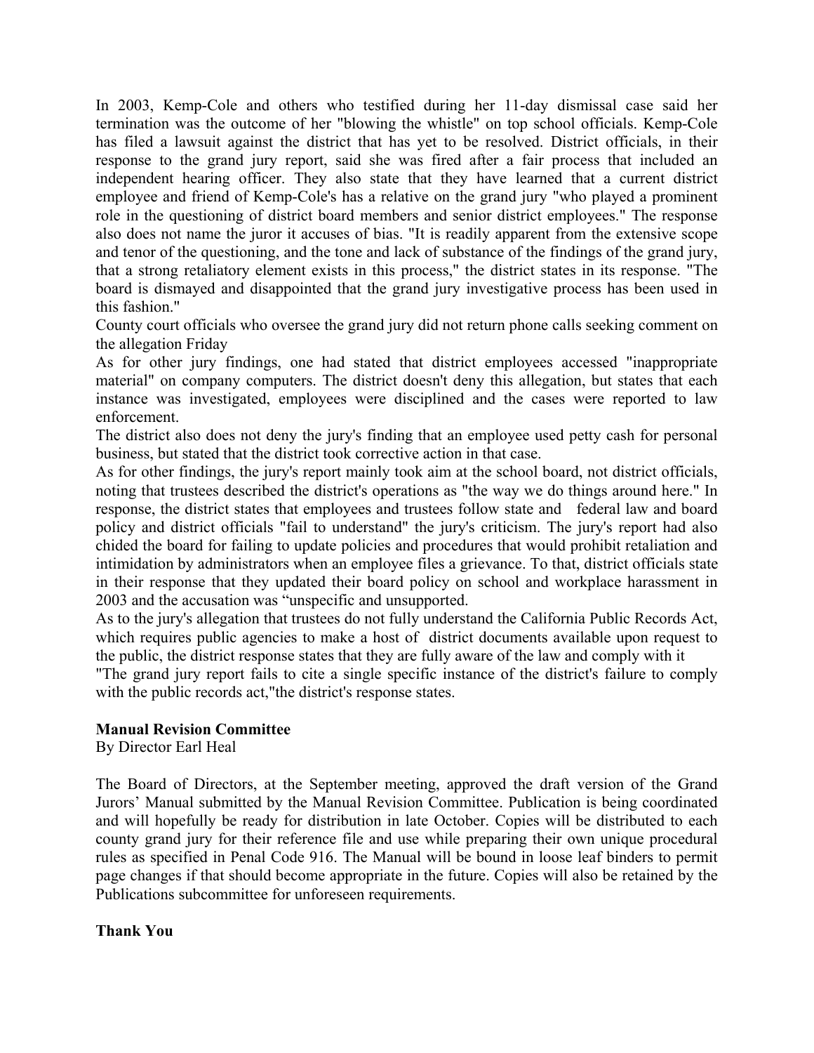In 2003, Kemp-Cole and others who testified during her 11-day dismissal case said her termination was the outcome of her "blowing the whistle" on top school officials. Kemp-Cole has filed a lawsuit against the district that has yet to be resolved. District officials, in their response to the grand jury report, said she was fired after a fair process that included an independent hearing officer. They also state that they have learned that a current district employee and friend of Kemp-Cole's has a relative on the grand jury "who played a prominent role in the questioning of district board members and senior district employees." The response also does not name the juror it accuses of bias. "It is readily apparent from the extensive scope and tenor of the questioning, and the tone and lack of substance of the findings of the grand jury, that a strong retaliatory element exists in this process," the district states in its response. "The board is dismayed and disappointed that the grand jury investigative process has been used in this fashion."

County court officials who oversee the grand jury did not return phone calls seeking comment on the allegation Friday

As for other jury findings, one had stated that district employees accessed "inappropriate material" on company computers. The district doesn't deny this allegation, but states that each instance was investigated, employees were disciplined and the cases were reported to law enforcement.

The district also does not deny the jury's finding that an employee used petty cash for personal business, but stated that the district took corrective action in that case.

As for other findings, the jury's report mainly took aim at the school board, not district officials, noting that trustees described the district's operations as "the way we do things around here." In response, the district states that employees and trustees follow state and federal law and board policy and district officials "fail to understand" the jury's criticism. The jury's report had also chided the board for failing to update policies and procedures that would prohibit retaliation and intimidation by administrators when an employee files a grievance. To that, district officials state in their response that they updated their board policy on school and workplace harassment in 2003 and the accusation was "unspecific and unsupported.

As to the jury's allegation that trustees do not fully understand the California Public Records Act, which requires public agencies to make a host of district documents available upon request to the public, the district response states that they are fully aware of the law and comply with it

"The grand jury report fails to cite a single specific instance of the district's failure to comply with the public records act,"the district's response states.

**Manual Revision Committee**

By Director Earl Heal

The Board of Directors, at the September meeting, approved the draft version of the Grand Jurors' Manual submitted by the Manual Revision Committee. Publication is being coordinated and will hopefully be ready for distribution in late October. Copies will be distributed to each county grand jury for their reference file and use while preparing their own unique procedural rules as specified in Penal Code 916. The Manual will be bound in loose leaf binders to permit page changes if that should become appropriate in the future. Copies will also be retained by the Publications subcommittee for unforeseen requirements.

**Thank You**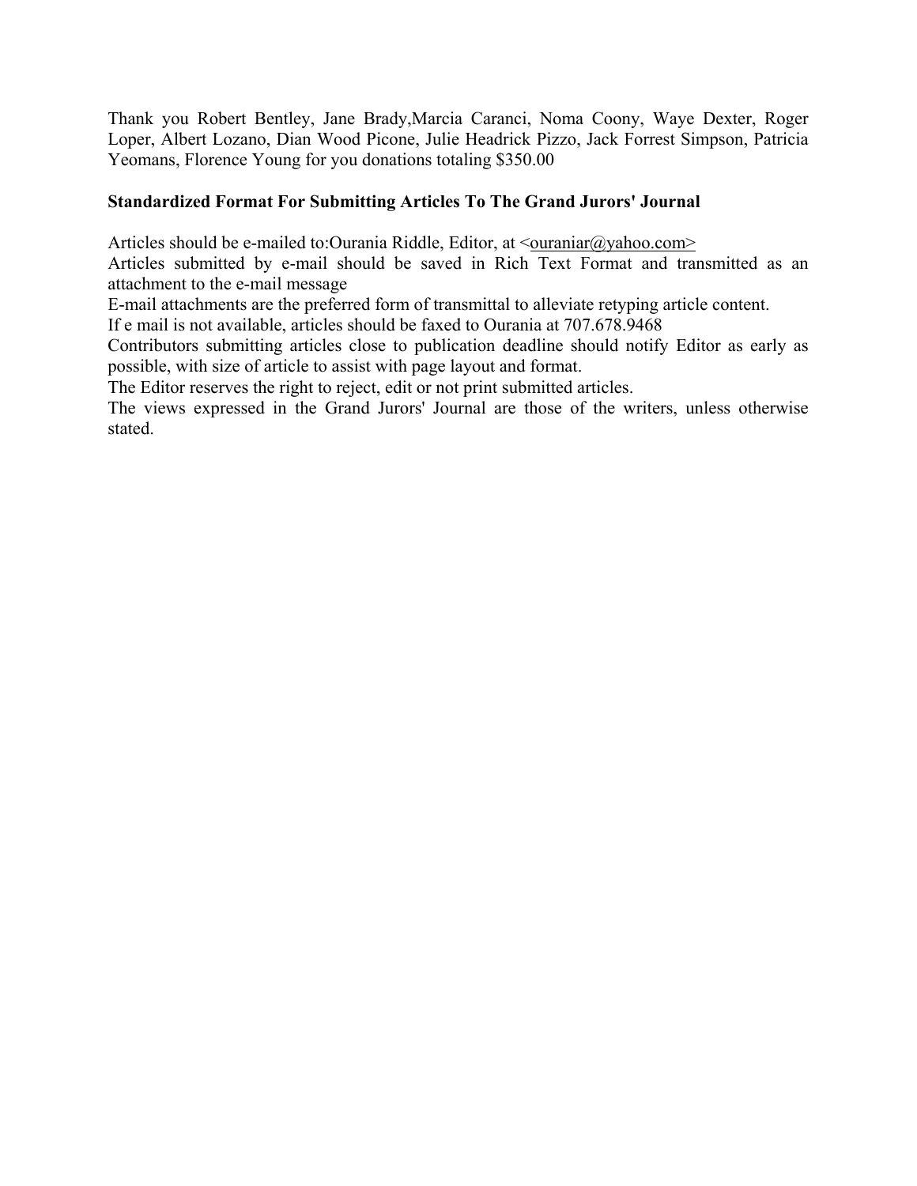Thank you Robert Bentley, Jane Brady,Marcia Caranci, Noma Coony, Waye Dexter, Roger Loper, Albert Lozano, Dian Wood Picone, Julie Headrick Pizzo, Jack Forrest Simpson, Patricia Yeomans, Florence Young for you donations totaling $350.00

**Standardized Format For Submitting Articles To The Grand Jurors' Journal**

Articles should be e-mailed to:Ourania Riddle, Editor, at <ouraniar@yahoo.com>

Articles submitted by e-mail should be saved in Rich Text Format and transmitted as an attachment to the e-mail message

E-mail attachments are the preferred form of transmittal to alleviate retyping article content.

If e mail is not available, articles should be faxed to Ourania at 707.678.9468

Contributors submitting articles close to publication deadline should notify Editor as early as possible, with size of article to assist with page layout and format.

The Editor reserves the right to reject, edit or not print submitted articles.

The views expressed in the Grand Jurors' Journal are those of the writers, unless otherwise stated.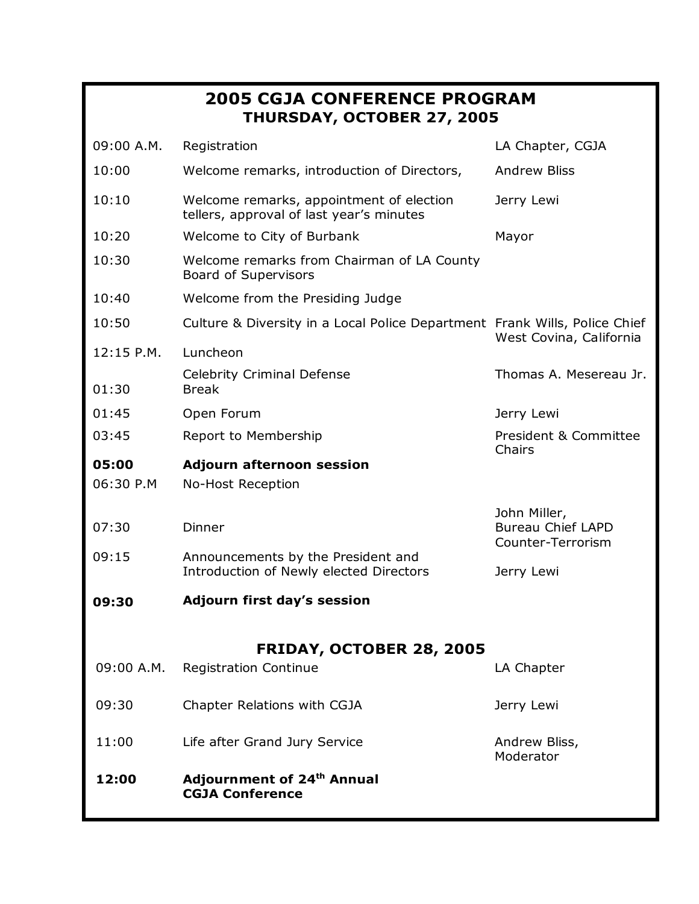# 2005 CGJA CONFERENCE PROGRAM
## THURSDAY, OCTOBER 27, 2005

| | | |
|---|---|---|
| 09:00 A.M. | Registration | LA Chapter, CGJA |
| 10:00 | Welcome remarks, introduction of Directors, | Andrew Bliss |
| 10:10 | Welcome remarks, appointment of election tellers, approval of last year's minutes | Jerry Lewi |
| 10:20 | Welcome to City of Burbank | Mayor |
| 10:30 | Welcome remarks from Chairman of LA County Board of Supervisors | |
| 10:40 | Welcome from the Presiding Judge | |
| 10:50 | Culture & Diversity in a Local Police Department | Frank Wills, Police Chief West Covina, California |
| 12:15 P.M. | Luncheon | |
| | Celebrity Criminal Defense | Thomas A. Mesereau Jr. |
| 01:30 | Break | |
| 01:45 | Open Forum | Jerry Lewi |
| 03:45 | Report to Membership | President & Committee Chairs |
| **05:00** | **Adjourn afternoon session** | |
| 06:30 P.M | No-Host Reception | |
| 07:30 | Dinner | John Miller, Bureau Chief LAPD Counter-Terrorism |
| 09:15 | Announcements by the President and Introduction of Newly elected Directors | Jerry Lewi |
| **09:30** | **Adjourn first day's session** | |

## FRIDAY, OCTOBER 28, 2005

| | | |
|---|---|---|
| 09:00 A.M. | Registration Continue | LA Chapter |
| 09:30 | Chapter Relations with CGJA | Jerry Lewi |
| 11:00 | Life after Grand Jury Service | Andrew Bliss, Moderator |
| **12:00** | **Adjournment of 24th Annual CGJA Conference** | |